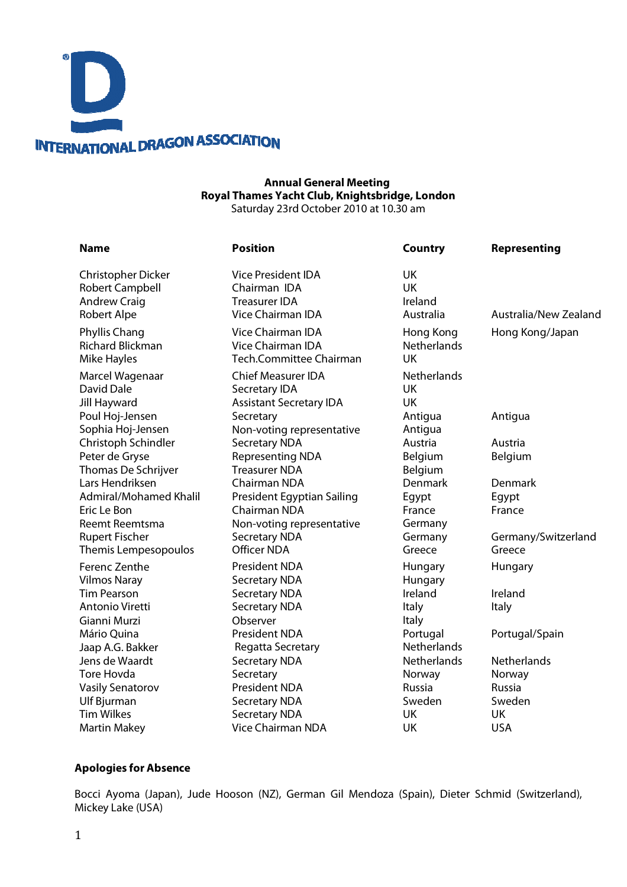INTERNATIONAL DRAGON ASSOCIATION

**Annual General Meeting**
**Royal Thames Yacht Club, Knightsbridge, London**
Saturday 23rd October 2010 at 10.30 am

| Name | Position | Country | Representing |
|---|---|---|---|
| Christopher Dicker | Vice President IDA | UK | |
| Robert Campbell | Chairman IDA | UK | |
| Andrew Craig | Treasurer IDA | Ireland | |
| Robert Alpe | Vice Chairman IDA | Australia | Australia/New Zealand |
| Phyllis Chang | Vice Chairman IDA | Hong Kong | Hong Kong/Japan |
| Richard Blickman | Vice Chairman IDA | Netherlands | |
| Mike Hayles | Tech.Committee Chairman | UK | |
| Marcel Wagenaar | Chief Measurer IDA | Netherlands | |
| David Dale | Secretary IDA | UK | |
| Jill Hayward | Assistant Secretary IDA | UK | |
| Poul Hoj-Jensen | Secretary | Antigua | Antigua |
| Sophia Hoj-Jensen | Non-voting representative | Antigua | |
| Christoph Schindler | Secretary NDA | Austria | Austria |
| Peter de Gryse | Representing NDA | Belgium | Belgium |
| Thomas De Schrijver | Treasurer NDA | Belgium | |
| Lars Hendriksen | Chairman NDA | Denmark | Denmark |
| Admiral/Mohamed Khalil | President Egyptian Sailing | Egypt | Egypt |
| Eric Le Bon | Chairman NDA | France | France |
| Reemt Reemtsma | Non-voting representative | Germany | |
| Rupert Fischer | Secretary NDA | Germany | Germany/Switzerland |
| Themis Lempesopoulos | Officer NDA | Greece | Greece |
| Ferenc Zenthe | President NDA | Hungary | Hungary |
| Vilmos Naray | Secretary NDA | Hungary | |
| Tim Pearson | Secretary NDA | Ireland | Ireland |
| Antonio Viretti | Secretary NDA | Italy | Italy |
| Gianni Murzi | Observer | Italy | |
| Mário Quina | President NDA | Portugal | Portugal/Spain |
| Jaap A.G. Bakker | Regatta Secretary | Netherlands | |
| Jens de Waardt | Secretary NDA | Netherlands | Netherlands |
| Tore Hovda | Secretary | Norway | Norway |
| Vasily Senatorov | President NDA | Russia | Russia |
| Ulf Bjurman | Secretary NDA | Sweden | Sweden |
| Tim Wilkes | Secretary NDA | UK | UK |
| Martin Makey | Vice Chairman NDA | UK | USA |

**Apologies for Absence**

Bocci Ayoma (Japan), Jude Hooson (NZ), German Gil Mendoza (Spain), Dieter Schmid (Switzerland), Mickey Lake (USA)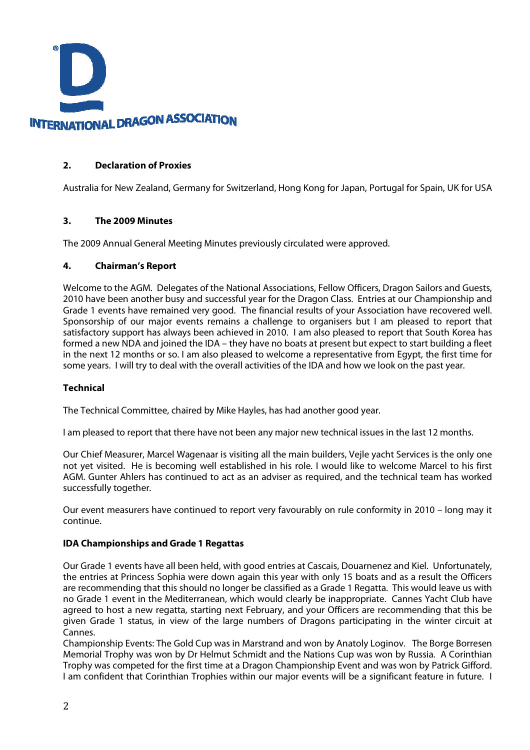**INTERNATIONAL DRAGON ASSOCIATION**

### 2. Declaration of Proxies

Australia for New Zealand, Germany for Switzerland, Hong Kong for Japan, Portugal for Spain, UK for USA

### 3. The 2009 Minutes

The 2009 Annual General Meeting Minutes previously circulated were approved.

### 4. Chairman's Report

Welcome to the AGM. Delegates of the National Associations, Fellow Officers, Dragon Sailors and Guests, 2010 have been another busy and successful year for the Dragon Class. Entries at our Championship and Grade 1 events have remained very good. The financial results of your Association have recovered well. Sponsorship of our major events remains a challenge to organisers but I am pleased to report that satisfactory support has always been achieved in 2010. I am also pleased to report that South Korea has formed a new NDA and joined the IDA – they have no boats at present but expect to start building a fleet in the next 12 months or so. I am also pleased to welcome a representative from Egypt, the first time for some years. I will try to deal with the overall activities of the IDA and how we look on the past year.

**Technical**

The Technical Committee, chaired by Mike Hayles, has had another good year.

I am pleased to report that there have not been any major new technical issues in the last 12 months.

Our Chief Measurer, Marcel Wagenaar is visiting all the main builders, Vejle yacht Services is the only one not yet visited. He is becoming well established in his role. I would like to welcome Marcel to his first AGM. Gunter Ahlers has continued to act as an adviser as required, and the technical team has worked successfully together.

Our event measurers have continued to report very favourably on rule conformity in 2010 – long may it continue.

**IDA Championships and Grade 1 Regattas**

Our Grade 1 events have all been held, with good entries at Cascais, Douarnenez and Kiel. Unfortunately, the entries at Princess Sophia were down again this year with only 15 boats and as a result the Officers are recommending that this should no longer be classified as a Grade 1 Regatta. This would leave us with no Grade 1 event in the Mediterranean, which would clearly be inappropriate. Cannes Yacht Club have agreed to host a new regatta, starting next February, and your Officers are recommending that this be given Grade 1 status, in view of the large numbers of Dragons participating in the winter circuit at Cannes.

Championship Events: The Gold Cup was in Marstrand and won by Anatoly Loginov. The Borge Borresen Memorial Trophy was won by Dr Helmut Schmidt and the Nations Cup was won by Russia. A Corinthian Trophy was competed for the first time at a Dragon Championship Event and was won by Patrick Gifford. I am confident that Corinthian Trophies within our major events will be a significant feature in future. I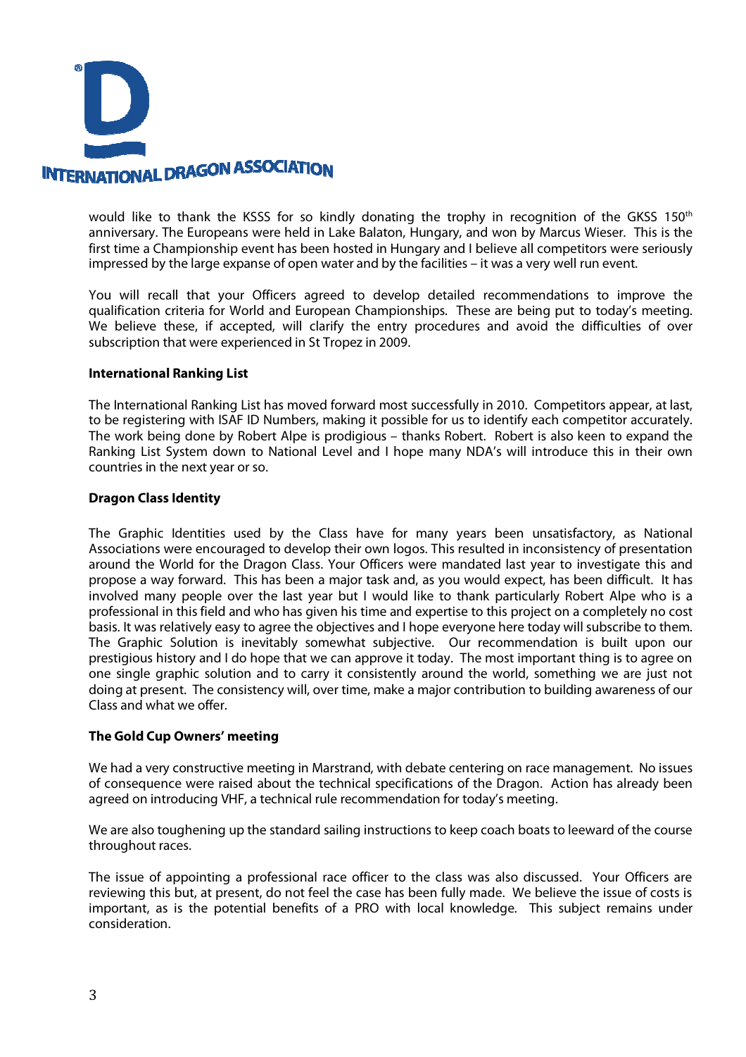would like to thank the KSSS for so kindly donating the trophy in recognition of the GKSS 150th anniversary. The Europeans were held in Lake Balaton, Hungary, and won by Marcus Wieser. This is the first time a Championship event has been hosted in Hungary and I believe all competitors were seriously impressed by the large expanse of open water and by the facilities – it was a very well run event.

You will recall that your Officers agreed to develop detailed recommendations to improve the qualification criteria for World and European Championships. These are being put to today's meeting. We believe these, if accepted, will clarify the entry procedures and avoid the difficulties of over subscription that were experienced in St Tropez in 2009.

**International Ranking List**

The International Ranking List has moved forward most successfully in 2010. Competitors appear, at last, to be registering with ISAF ID Numbers, making it possible for us to identify each competitor accurately. The work being done by Robert Alpe is prodigious – thanks Robert. Robert is also keen to expand the Ranking List System down to National Level and I hope many NDA's will introduce this in their own countries in the next year or so.

**Dragon Class Identity**

The Graphic Identities used by the Class have for many years been unsatisfactory, as National Associations were encouraged to develop their own logos. This resulted in inconsistency of presentation around the World for the Dragon Class. Your Officers were mandated last year to investigate this and propose a way forward. This has been a major task and, as you would expect, has been difficult. It has involved many people over the last year but I would like to thank particularly Robert Alpe who is a professional in this field and who has given his time and expertise to this project on a completely no cost basis. It was relatively easy to agree the objectives and I hope everyone here today will subscribe to them. The Graphic Solution is inevitably somewhat subjective. Our recommendation is built upon our prestigious history and I do hope that we can approve it today. The most important thing is to agree on one single graphic solution and to carry it consistently around the world, something we are just not doing at present. The consistency will, over time, make a major contribution to building awareness of our Class and what we offer.

**The Gold Cup Owners' meeting**

We had a very constructive meeting in Marstrand, with debate centering on race management. No issues of consequence were raised about the technical specifications of the Dragon. Action has already been agreed on introducing VHF, a technical rule recommendation for today's meeting.

We are also toughening up the standard sailing instructions to keep coach boats to leeward of the course throughout races.

The issue of appointing a professional race officer to the class was also discussed. Your Officers are reviewing this but, at present, do not feel the case has been fully made. We believe the issue of costs is important, as is the potential benefits of a PRO with local knowledge. This subject remains under consideration.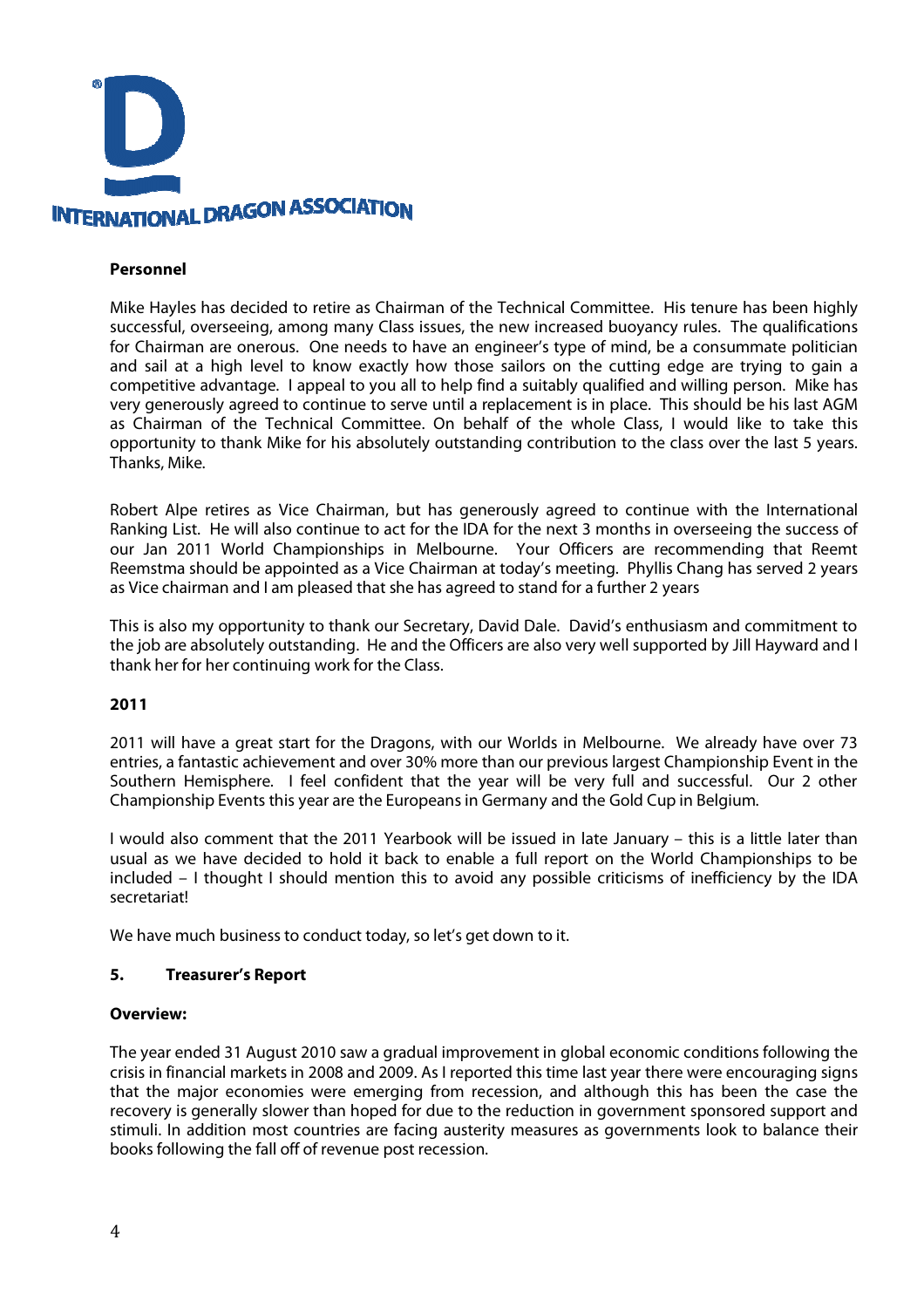**INTERNATIONAL DRAGON ASSOCIATION**

**Personnel**

Mike Hayles has decided to retire as Chairman of the Technical Committee. His tenure has been highly successful, overseeing, among many Class issues, the new increased buoyancy rules. The qualifications for Chairman are onerous. One needs to have an engineer's type of mind, be a consummate politician and sail at a high level to know exactly how those sailors on the cutting edge are trying to gain a competitive advantage. I appeal to you all to help find a suitably qualified and willing person. Mike has very generously agreed to continue to serve until a replacement is in place. This should be his last AGM as Chairman of the Technical Committee. On behalf of the whole Class, I would like to take this opportunity to thank Mike for his absolutely outstanding contribution to the class over the last 5 years. Thanks, Mike.

Robert Alpe retires as Vice Chairman, but has generously agreed to continue with the International Ranking List. He will also continue to act for the IDA for the next 3 months in overseeing the success of our Jan 2011 World Championships in Melbourne. Your Officers are recommending that Reemt Reemstma should be appointed as a Vice Chairman at today's meeting. Phyllis Chang has served 2 years as Vice chairman and I am pleased that she has agreed to stand for a further 2 years

This is also my opportunity to thank our Secretary, David Dale. David's enthusiasm and commitment to the job are absolutely outstanding. He and the Officers are also very well supported by Jill Hayward and I thank her for her continuing work for the Class.

**2011**

2011 will have a great start for the Dragons, with our Worlds in Melbourne. We already have over 73 entries, a fantastic achievement and over 30% more than our previous largest Championship Event in the Southern Hemisphere. I feel confident that the year will be very full and successful. Our 2 other Championship Events this year are the Europeans in Germany and the Gold Cup in Belgium.

I would also comment that the 2011 Yearbook will be issued in late January – this is a little later than usual as we have decided to hold it back to enable a full report on the World Championships to be included – I thought I should mention this to avoid any possible criticisms of inefficiency by the IDA secretariat!

We have much business to conduct today, so let's get down to it.

**5. Treasurer's Report**

**Overview:**

The year ended 31 August 2010 saw a gradual improvement in global economic conditions following the crisis in financial markets in 2008 and 2009. As I reported this time last year there were encouraging signs that the major economies were emerging from recession, and although this has been the case the recovery is generally slower than hoped for due to the reduction in government sponsored support and stimuli. In addition most countries are facing austerity measures as governments look to balance their books following the fall off of revenue post recession.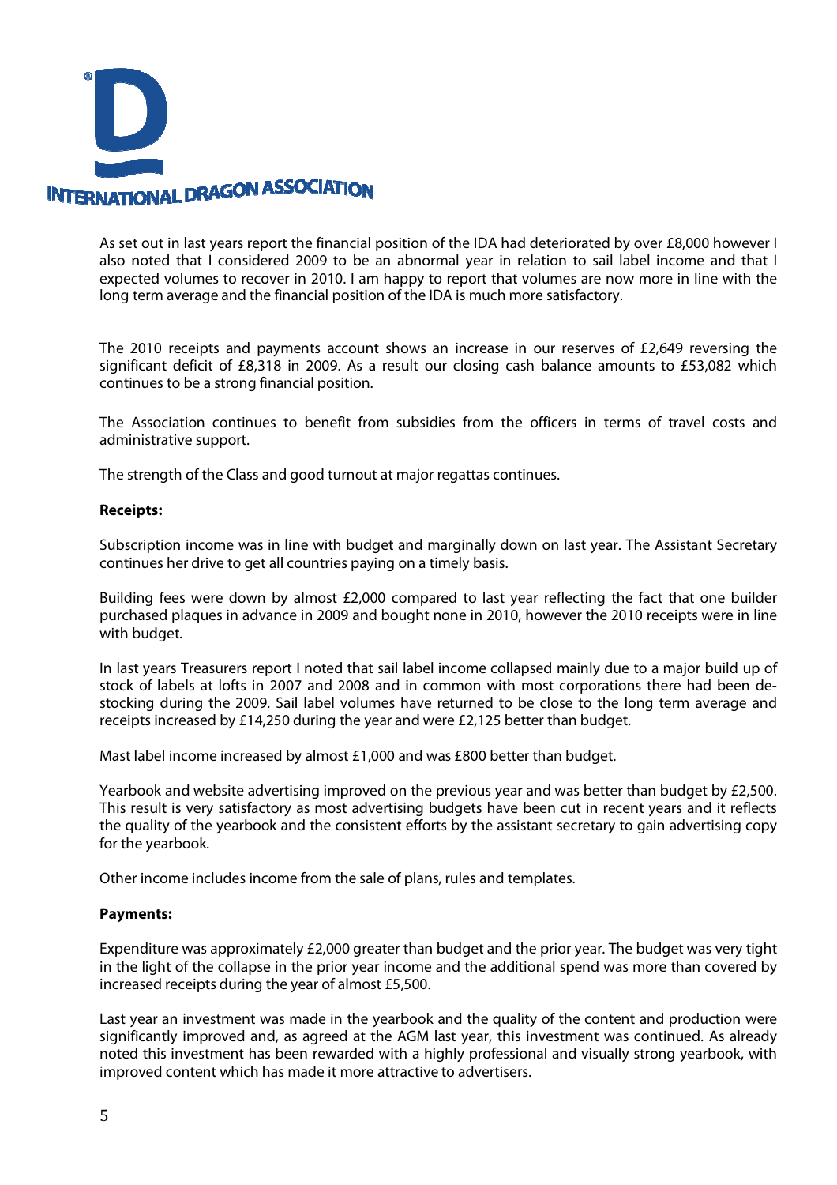INTERNATIONAL DRAGON ASSOCIATION

As set out in last years report the financial position of the IDA had deteriorated by over £8,000 however I also noted that I considered 2009 to be an abnormal year in relation to sail label income and that I expected volumes to recover in 2010. I am happy to report that volumes are now more in line with the long term average and the financial position of the IDA is much more satisfactory.

The 2010 receipts and payments account shows an increase in our reserves of £2,649 reversing the significant deficit of £8,318 in 2009. As a result our closing cash balance amounts to £53,082 which continues to be a strong financial position.

The Association continues to benefit from subsidies from the officers in terms of travel costs and administrative support.

The strength of the Class and good turnout at major regattas continues.

**Receipts:**

Subscription income was in line with budget and marginally down on last year. The Assistant Secretary continues her drive to get all countries paying on a timely basis.

Building fees were down by almost £2,000 compared to last year reflecting the fact that one builder purchased plaques in advance in 2009 and bought none in 2010, however the 2010 receipts were in line with budget.

In last years Treasurers report I noted that sail label income collapsed mainly due to a major build up of stock of labels at lofts in 2007 and 2008 and in common with most corporations there had been de-stocking during the 2009. Sail label volumes have returned to be close to the long term average and receipts increased by £14,250 during the year and were £2,125 better than budget.

Mast label income increased by almost £1,000 and was £800 better than budget.

Yearbook and website advertising improved on the previous year and was better than budget by £2,500. This result is very satisfactory as most advertising budgets have been cut in recent years and it reflects the quality of the yearbook and the consistent efforts by the assistant secretary to gain advertising copy for the yearbook.

Other income includes income from the sale of plans, rules and templates.

**Payments:**

Expenditure was approximately £2,000 greater than budget and the prior year. The budget was very tight in the light of the collapse in the prior year income and the additional spend was more than covered by increased receipts during the year of almost £5,500.

Last year an investment was made in the yearbook and the quality of the content and production were significantly improved and, as agreed at the AGM last year, this investment was continued. As already noted this investment has been rewarded with a highly professional and visually strong yearbook, with improved content which has made it more attractive to advertisers.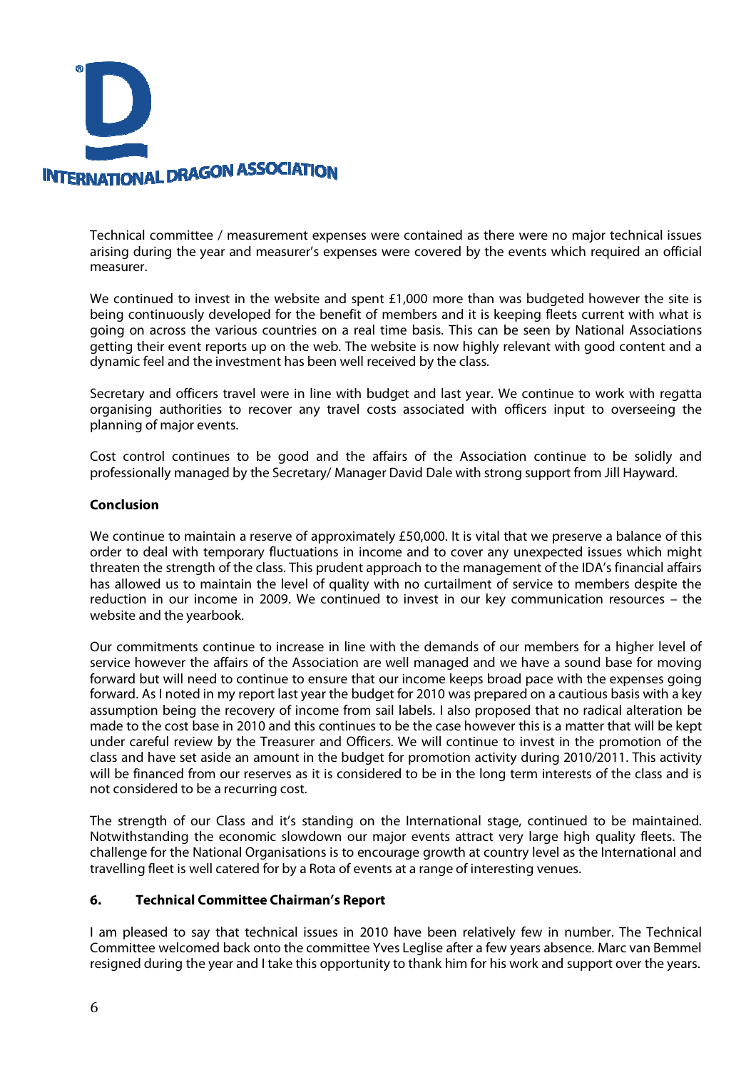Technical committee / measurement expenses were contained as there were no major technical issues arising during the year and measurer's expenses were covered by the events which required an official measurer.

We continued to invest in the website and spent £1,000 more than was budgeted however the site is being continuously developed for the benefit of members and it is keeping fleets current with what is going on across the various countries on a real time basis. This can be seen by National Associations getting their event reports up on the web. The website is now highly relevant with good content and a dynamic feel and the investment has been well received by the class.

Secretary and officers travel were in line with budget and last year. We continue to work with regatta organising authorities to recover any travel costs associated with officers input to overseeing the planning of major events.

Cost control continues to be good and the affairs of the Association continue to be solidly and professionally managed by the Secretary/ Manager David Dale with strong support from Jill Hayward.

**Conclusion**

We continue to maintain a reserve of approximately £50,000. It is vital that we preserve a balance of this order to deal with temporary fluctuations in income and to cover any unexpected issues which might threaten the strength of the class. This prudent approach to the management of the IDA's financial affairs has allowed us to maintain the level of quality with no curtailment of service to members despite the reduction in our income in 2009. We continued to invest in our key communication resources – the website and the yearbook.

Our commitments continue to increase in line with the demands of our members for a higher level of service however the affairs of the Association are well managed and we have a sound base for moving forward but will need to continue to ensure that our income keeps broad pace with the expenses going forward. As I noted in my report last year the budget for 2010 was prepared on a cautious basis with a key assumption being the recovery of income from sail labels. I also proposed that no radical alteration be made to the cost base in 2010 and this continues to be the case however this is a matter that will be kept under careful review by the Treasurer and Officers. We will continue to invest in the promotion of the class and have set aside an amount in the budget for promotion activity during 2010/2011. This activity will be financed from our reserves as it is considered to be in the long term interests of the class and is not considered to be a recurring cost.

The strength of our Class and it's standing on the International stage, continued to be maintained. Notwithstanding the economic slowdown our major events attract very large high quality fleets. The challenge for the National Organisations is to encourage growth at country level as the International and travelling fleet is well catered for by a Rota of events at a range of interesting venues.

**6. Technical Committee Chairman's Report**

I am pleased to say that technical issues in 2010 have been relatively few in number. The Technical Committee welcomed back onto the committee Yves Leglise after a few years absence. Marc van Bemmel resigned during the year and I take this opportunity to thank him for his work and support over the years.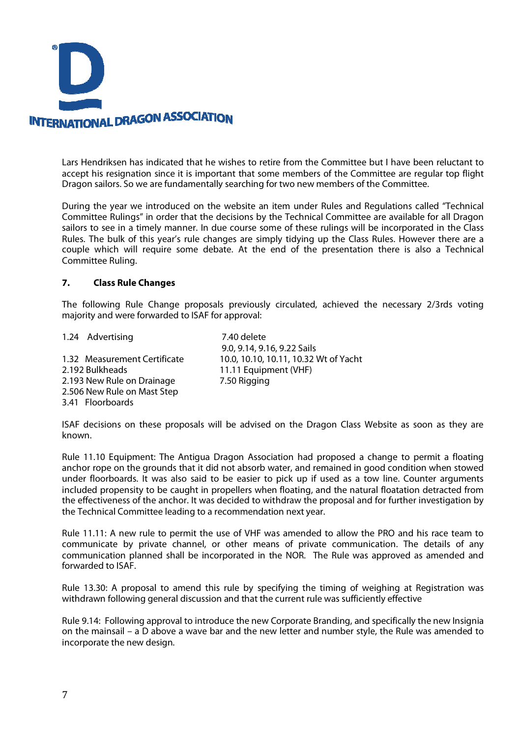Lars Hendriksen has indicated that he wishes to retire from the Committee but I have been reluctant to accept his resignation since it is important that some members of the Committee are regular top flight Dragon sailors. So we are fundamentally searching for two new members of the Committee.

During the year we introduced on the website an item under Rules and Regulations called "Technical Committee Rulings" in order that the decisions by the Technical Committee are available for all Dragon sailors to see in a timely manner. In due course some of these rulings will be incorporated in the Class Rules. The bulk of this year's rule changes are simply tidying up the Class Rules. However there are a couple which will require some debate. At the end of the presentation there is also a Technical Committee Ruling.

**7. Class Rule Changes**

The following Rule Change proposals previously circulated, achieved the necessary 2/3rds voting majority and were forwarded to ISAF for approval:

- 1.24 Advertising
- 1.32 Measurement Certificate
- 2.192 Bulkheads
- 2.193 New Rule on Drainage
- 2.506 New Rule on Mast Step
- 3.41 Floorboards
- 7.40 delete
- 9.0, 9.14, 9.16, 9.22 Sails
- 10.0, 10.10, 10.11, 10.32 Wt of Yacht
- 11.11 Equipment (VHF)
- 7.50 Rigging

ISAF decisions on these proposals will be advised on the Dragon Class Website as soon as they are known.

Rule 11.10 Equipment: The Antigua Dragon Association had proposed a change to permit a floating anchor rope on the grounds that it did not absorb water, and remained in good condition when stowed under floorboards. It was also said to be easier to pick up if used as a tow line. Counter arguments included propensity to be caught in propellers when floating, and the natural floatation detracted from the effectiveness of the anchor. It was decided to withdraw the proposal and for further investigation by the Technical Committee leading to a recommendation next year.

Rule 11.11: A new rule to permit the use of VHF was amended to allow the PRO and his race team to communicate by private channel, or other means of private communication. The details of any communication planned shall be incorporated in the NOR. The Rule was approved as amended and forwarded to ISAF.

Rule 13.30: A proposal to amend this rule by specifying the timing of weighing at Registration was withdrawn following general discussion and that the current rule was sufficiently effective

Rule 9.14: Following approval to introduce the new Corporate Branding, and specifically the new Insignia on the mainsail – a D above a wave bar and the new letter and number style, the Rule was amended to incorporate the new design.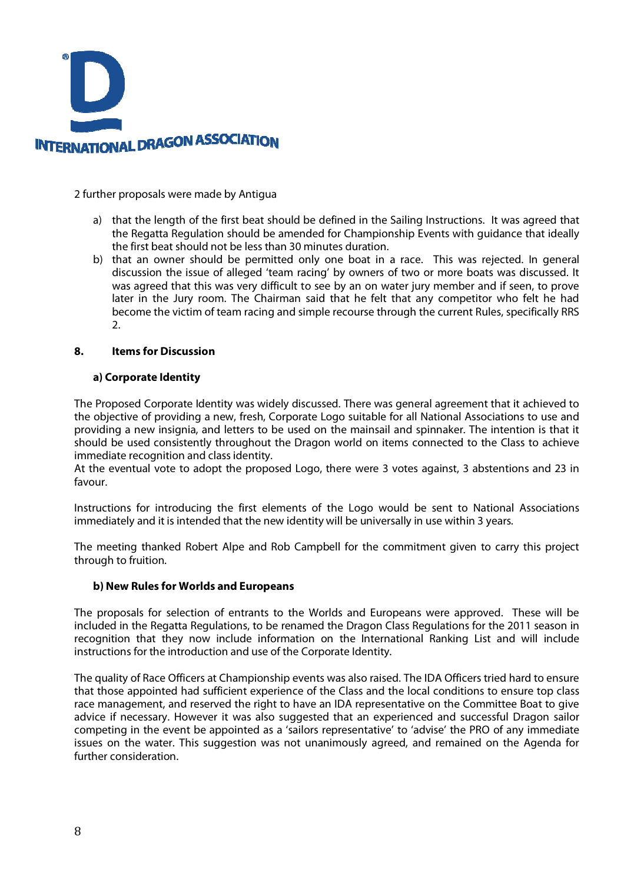2 further proposals were made by Antigua

a) that the length of the first beat should be defined in the Sailing Instructions. It was agreed that the Regatta Regulation should be amended for Championship Events with guidance that ideally the first beat should not be less than 30 minutes duration.
b) that an owner should be permitted only one boat in a race. This was rejected. In general discussion the issue of alleged 'team racing' by owners of two or more boats was discussed. It was agreed that this was very difficult to see by an on water jury member and if seen, to prove later in the Jury room. The Chairman said that he felt that any competitor who felt he had become the victim of team racing and simple recourse through the current Rules, specifically RRS 2.

## 8. Items for Discussion

### a) Corporate Identity

The Proposed Corporate Identity was widely discussed. There was general agreement that it achieved to the objective of providing a new, fresh, Corporate Logo suitable for all National Associations to use and providing a new insignia, and letters to be used on the mainsail and spinnaker. The intention is that it should be used consistently throughout the Dragon world on items connected to the Class to achieve immediate recognition and class identity.
At the eventual vote to adopt the proposed Logo, there were 3 votes against, 3 abstentions and 23 in favour.

Instructions for introducing the first elements of the Logo would be sent to National Associations immediately and it is intended that the new identity will be universally in use within 3 years.

The meeting thanked Robert Alpe and Rob Campbell for the commitment given to carry this project through to fruition.

### b) New Rules for Worlds and Europeans

The proposals for selection of entrants to the Worlds and Europeans were approved. These will be included in the Regatta Regulations, to be renamed the Dragon Class Regulations for the 2011 season in recognition that they now include information on the International Ranking List and will include instructions for the introduction and use of the Corporate Identity.

The quality of Race Officers at Championship events was also raised. The IDA Officers tried hard to ensure that those appointed had sufficient experience of the Class and the local conditions to ensure top class race management, and reserved the right to have an IDA representative on the Committee Boat to give advice if necessary. However it was also suggested that an experienced and successful Dragon sailor competing in the event be appointed as a 'sailors representative' to 'advise' the PRO of any immediate issues on the water. This suggestion was not unanimously agreed, and remained on the Agenda for further consideration.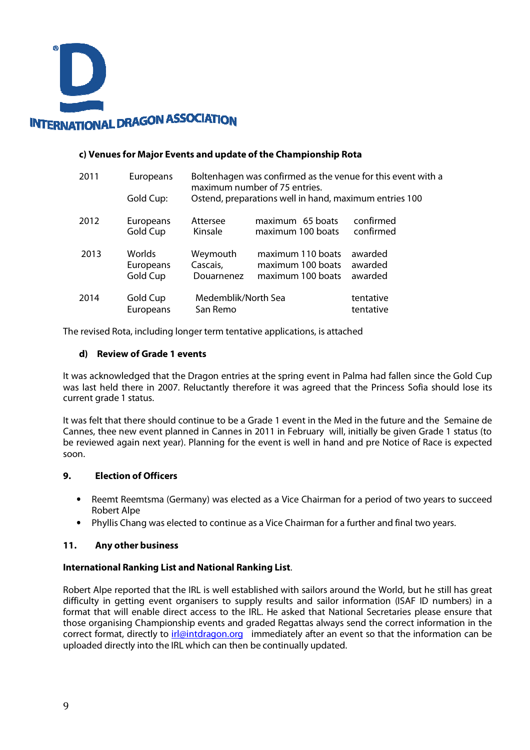INTERNATIONAL DRAGON ASSOCIATION

**c) Venues for Major Events and update of the Championship Rota**

| Year | Event | Venue | Maximum | Status |
|---|---|---|---|---|
| 2011 | Europeans | Boltenhagen was confirmed as the venue for this event with a maximum number of 75 entries. | | |
| | Gold Cup: | Ostend, preparations well in hand, maximum entries 100 | | |
| 2012 | Europeans | Attersee | maximum 65 boats | confirmed |
| | Gold Cup | Kinsale | maximum 100 boats | confirmed |
| 2013 | Worlds | Weymouth | maximum 110 boats | awarded |
| | Europeans | Cascais, | maximum 100 boats | awarded |
| | Gold Cup | Douarnenez | maximum 100 boats | awarded |
| 2014 | Gold Cup | Medemblik/North Sea | | tentative |
| | Europeans | San Remo | | tentative |

The revised Rota, including longer term tentative applications, is attached

**d) Review of Grade 1 events**

It was acknowledged that the Dragon entries at the spring event in Palma had fallen since the Gold Cup was last held there in 2007. Reluctantly therefore it was agreed that the Princess Sofia should lose its current grade 1 status.

It was felt that there should continue to be a Grade 1 event in the Med in the future and the Semaine de Cannes, thee new event planned in Cannes in 2011 in February will, initially be given Grade 1 status (to be reviewed again next year). Planning for the event is well in hand and pre Notice of Race is expected soon.

## 9. Election of Officers

- Reemt Reemtsma (Germany) was elected as a Vice Chairman for a period of two years to succeed Robert Alpe
- Phyllis Chang was elected to continue as a Vice Chairman for a further and final two years.

## 11. Any other business

**International Ranking List and National Ranking List**.

Robert Alpe reported that the IRL is well established with sailors around the World, but he still has great difficulty in getting event organisers to supply results and sailor information (ISAF ID numbers) in a format that will enable direct access to the IRL. He asked that National Secretaries please ensure that those organising Championship events and graded Regattas always send the correct information in the correct format, directly to irl@intdragon.org immediately after an event so that the information can be uploaded directly into the IRL which can then be continually updated.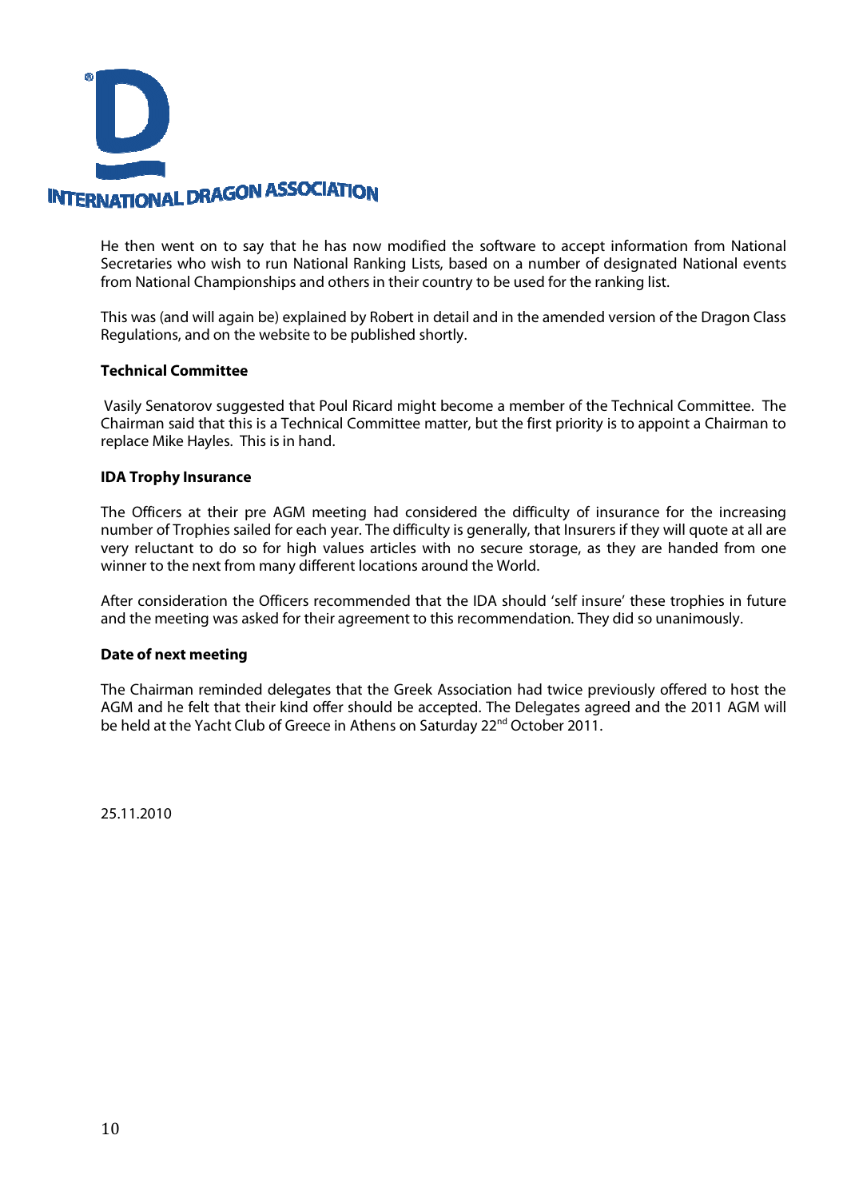He then went on to say that he has now modified the software to accept information from National Secretaries who wish to run National Ranking Lists, based on a number of designated National events from National Championships and others in their country to be used for the ranking list.

This was (and will again be) explained by Robert in detail and in the amended version of the Dragon Class Regulations, and on the website to be published shortly.

**Technical Committee**

Vasily Senatorov suggested that Poul Ricard might become a member of the Technical Committee. The Chairman said that this is a Technical Committee matter, but the first priority is to appoint a Chairman to replace Mike Hayles. This is in hand.

**IDA Trophy Insurance**

The Officers at their pre AGM meeting had considered the difficulty of insurance for the increasing number of Trophies sailed for each year. The difficulty is generally, that Insurers if they will quote at all are very reluctant to do so for high values articles with no secure storage, as they are handed from one winner to the next from many different locations around the World.

After consideration the Officers recommended that the IDA should 'self insure' these trophies in future and the meeting was asked for their agreement to this recommendation. They did so unanimously.

**Date of next meeting**

The Chairman reminded delegates that the Greek Association had twice previously offered to host the AGM and he felt that their kind offer should be accepted. The Delegates agreed and the 2011 AGM will be held at the Yacht Club of Greece in Athens on Saturday 22nd October 2011.

25.11.2010